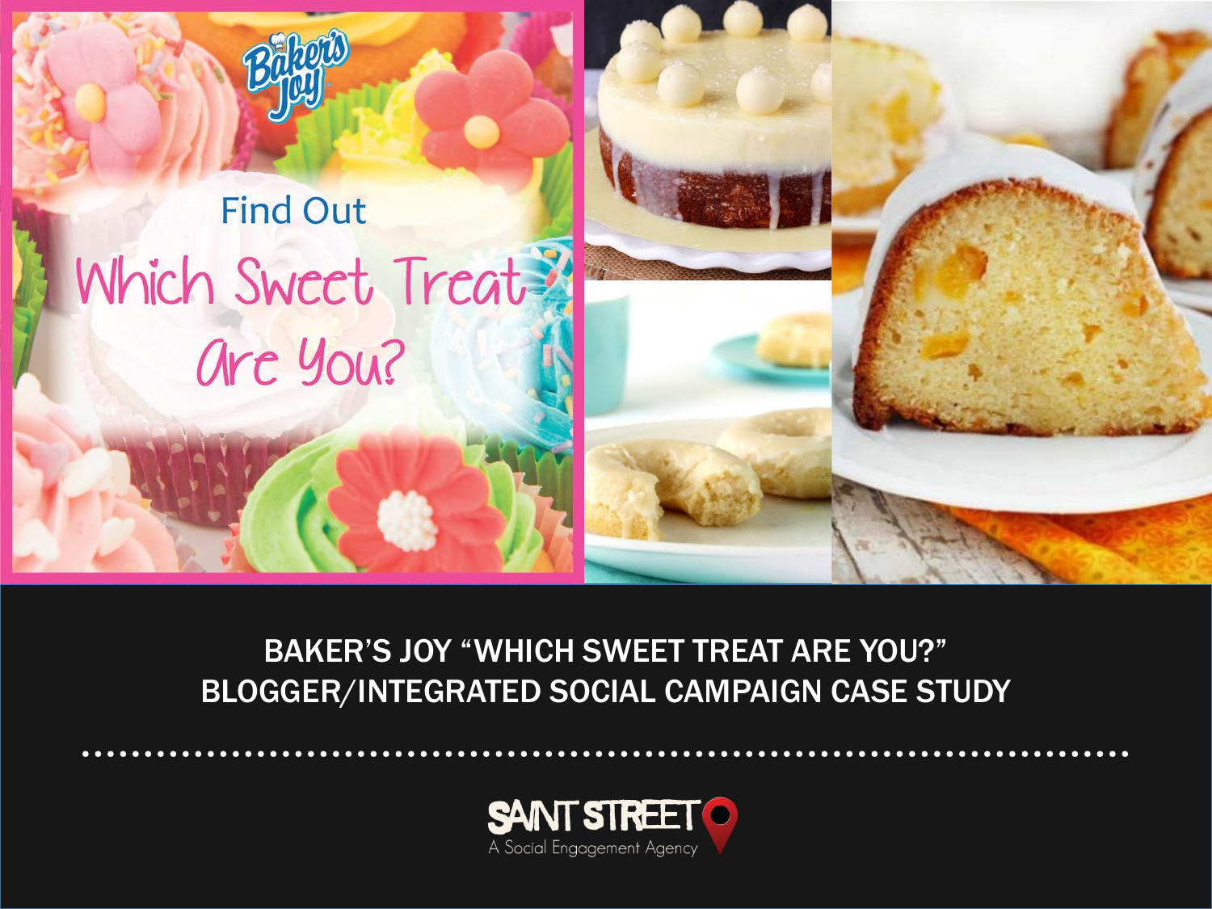Baker's Joy

Find Out

Which Sweet Treat Are You?

# BAKER'S JOY "WHICH SWEET TREAT ARE YOU?" BLOGGER/INTEGRATED SOCIAL CAMPAIGN CASE STUDY

SAINT STREET

A Social Engagement Agency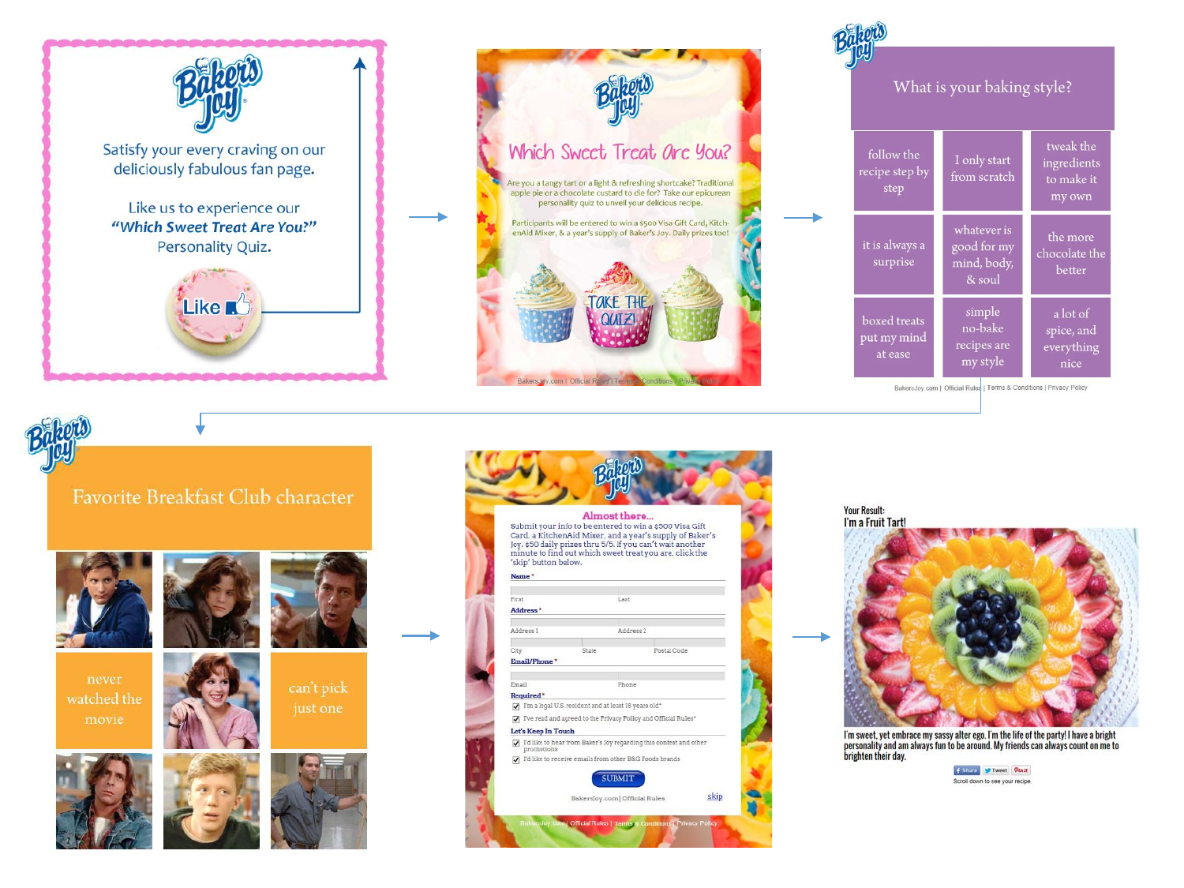Satisfy your every craving on our deliciously fabulous fan page.

Like us to experience our ***"Which Sweet Treat Are You?"*** Personality Quiz.

Like

# Which Sweet Treat Are You?

Are you a tangy tart or a light & refreshing shortcake? Traditional apple pie or a chocolate custard to die for? Take our epicurean personality quiz to unveil your delicious recipe.

Participants will be entered to win a $500 Visa Gift Card, KitchenAid Mixer, & a year's supply of Baker's Joy. Daily prizes too!

TAKE THE QUIZ!

BakersJoy.com | Official Rules | Terms & Conditions | Privacy Policy

## What is your baking style?

| | | |
|---|---|---|
| follow the recipe step by step | I only start from scratch | tweak the ingredients to make it my own |
| it is always a surprise | whatever is good for my mind, body, & soul | the more chocolate the better |
| boxed treats put my mind at ease | simple no-bake recipes are my style | a lot of spice, and everything nice |

BakersJoy.com | Official Rules | Terms & Conditions | Privacy Policy

## Favorite Breakfast Club character

never watched the movie

can't pick just one

## Almost there...

Submit your info to be entered to win a $500 Visa Gift Card, a KitchenAid Mixer, and a year's supply of Baker's Joy. $50 daily prizes thru 5/5. If you can't wait another minute to find out which sweet treat you are, click the 'skip' button below.

**Name** *

First | Last

**Address** *

Address 1 | Address 2

City | State | Postal Code

**Email/Phone** *

Email | Phone

**Required** *

- [x] I'm a legal U.S. resident and at least 18 years old*
- [x] I've read and agreed to the Privacy Policy and Official Rules*

**Let's Keep In Touch**

- [x] I'd like to hear from Baker's Joy regarding this contest and other promotions
- [x] I'd like to receive emails from other B&G Foods brands

SUBMIT

BakersJoy.com | Official Rules

skip

BakersJoy.com | Official Rules | Terms & Conditions | Privacy Policy

Your Result:
I'm a Fruit Tart!

I'm sweet, yet embrace my sassy alter ego. I'm the life of the party! I have a bright personality and am always fun to be around. My friends can always count on me to brighten their day.

Share | Tweet | Pin it

Scroll down to see your recipe.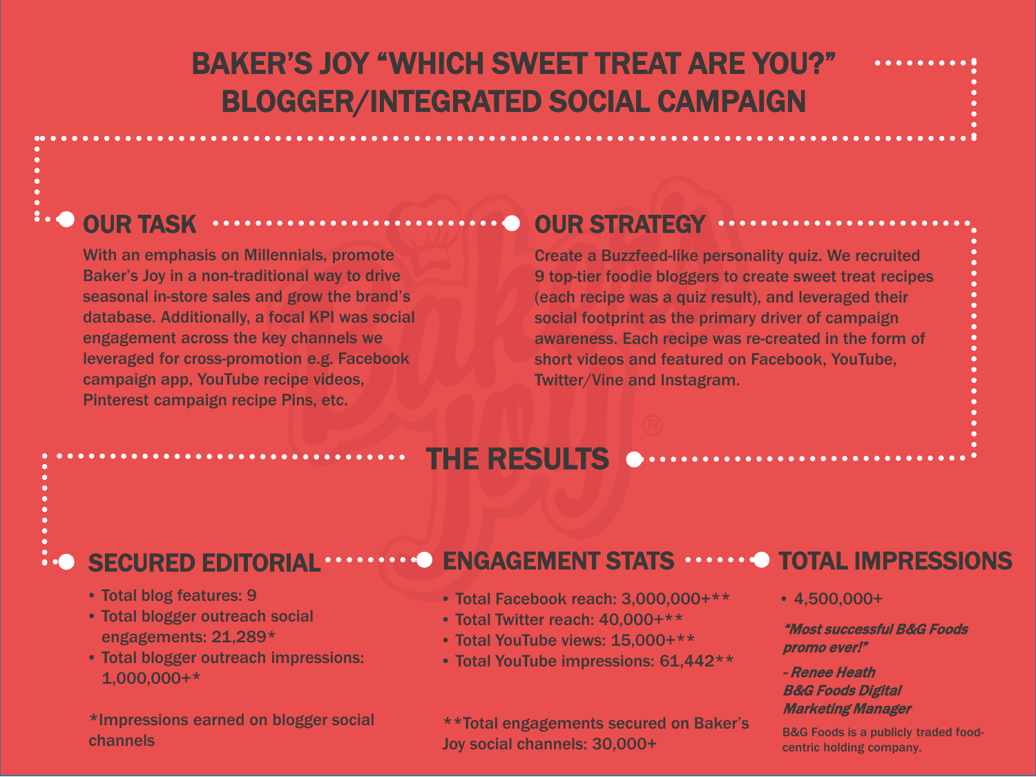# BAKER'S JOY "WHICH SWEET TREAT ARE YOU?" BLOGGER/INTEGRATED SOCIAL CAMPAIGN

## OUR TASK

With an emphasis on Millennials, promote Baker's Joy in a non-traditional way to drive seasonal in-store sales and grow the brand's database. Additionally, a focal KPI was social engagement across the key channels we leveraged for cross-promotion e.g. Facebook campaign app, YouTube recipe videos, Pinterest campaign recipe Pins, etc.

## OUR STRATEGY

Create a Buzzfeed-like personality quiz. We recruited 9 top-tier foodie bloggers to create sweet treat recipes (each recipe was a quiz result), and leveraged their social footprint as the primary driver of campaign awareness. Each recipe was re-created in the form of short videos and featured on Facebook, YouTube, Twitter/Vine and Instagram.

## THE RESULTS

### SECURED EDITORIAL

- Total blog features: 9
- Total blogger outreach social engagements: 21,289*
- Total blogger outreach impressions: 1,000,000+*

*Impressions earned on blogger social channels

### ENGAGEMENT STATS

- Total Facebook reach: 3,000,000+**
- Total Twitter reach: 40,000+**
- Total YouTube views: 15,000+**
- Total YouTube impressions: 61,442**

**Total engagements secured on Baker's Joy social channels: 30,000+

### TOTAL IMPRESSIONS

- 4,500,000+

***"Most successful B&G Foods promo ever!"***

***- Renee Heath***
***B&G Foods Digital Marketing Manager***

B&G Foods is a publicly traded food-centric holding company.